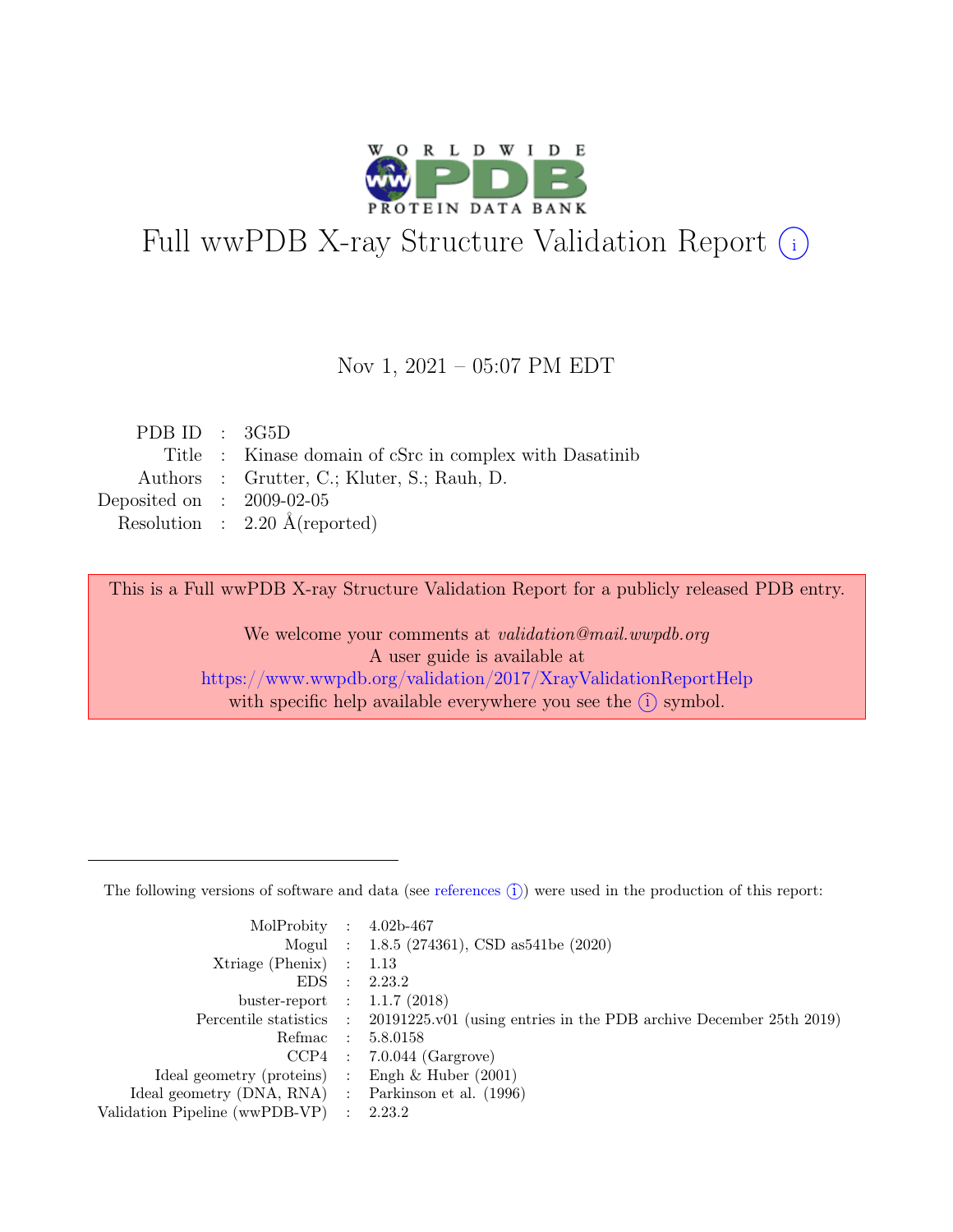# Full wwPDB X-ray Structure Validation Report (i)

Nov 1, 2021 – 05:07 PM EDT

| | | |
|---|---|---|
| PDB ID | : | 3G5D |
| Title | : | Kinase domain of cSrc in complex with Dasatinib |
| Authors | : | Grutter, C.; Kluter, S.; Rauh, D. |
| Deposited on | : | 2009-02-05 |
| Resolution | : | 2.20 Å(reported) |

This is a Full wwPDB X-ray Structure Validation Report for a publicly released PDB entry.

We welcome your comments at *validation@mail.wwpdb.org*
A user guide is available at
https://www.wwpdb.org/validation/2017/XrayValidationReportHelp
with specific help available everywhere you see the (i) symbol.

The following versions of software and data (see references (i)) were used in the production of this report:

| | | |
|---|---|---|
| MolProbity | : | 4.02b-467 |
| Mogul | : | 1.8.5 (274361), CSD as541be (2020) |
| Xtriage (Phenix) | : | 1.13 |
| EDS | : | 2.23.2 |
| buster-report | : | 1.1.7 (2018) |
| Percentile statistics | : | 20191225.v01 (using entries in the PDB archive December 25th 2019) |
| Refmac | : | 5.8.0158 |
| CCP4 | : | 7.0.044 (Gargrove) |
| Ideal geometry (proteins) | : | Engh & Huber (2001) |
| Ideal geometry (DNA, RNA) | : | Parkinson et al. (1996) |
| Validation Pipeline (wwPDB-VP) | : | 2.23.2 |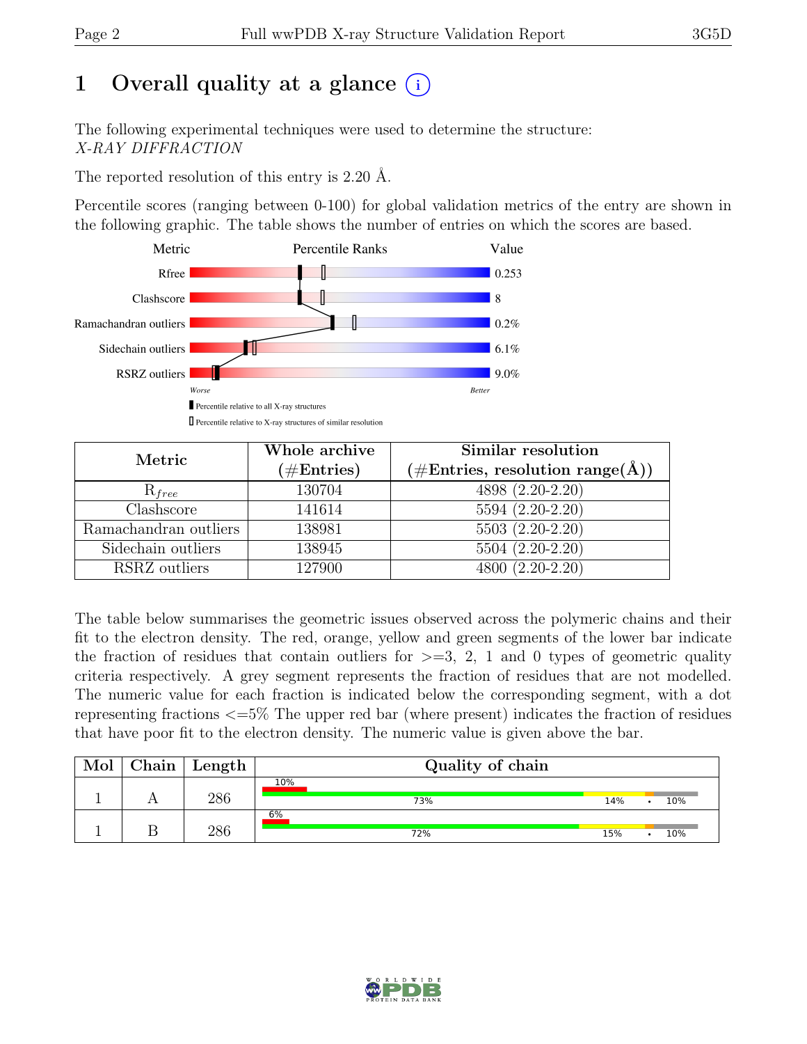# 1 Overall quality at a glance (i)

The following experimental techniques were used to determine the structure:
*X-RAY DIFFRACTION*

The reported resolution of this entry is 2.20 Å.

Percentile scores (ranging between 0-100) for global validation metrics of the entry are shown in the following graphic. The table shows the number of entries on which the scores are based.

| Metric | Value |
|---|---|
| Rfree | 0.253 |
| Clashscore | 8 |
| Ramachandran outliers | 0.2% |
| Sidechain outliers | 6.1% |
| RSRZ outliers | 9.0% |

Worse — Better

▮ Percentile relative to all X-ray structures

▯ Percentile relative to X-ray structures of similar resolution

| Metric | Whole archive (#Entries) | Similar resolution (#Entries, resolution range(Å)) |
|---|---|---|
| $R_{free}$ | 130704 | 4898 (2.20-2.20) |
| Clashscore | 141614 | 5594 (2.20-2.20) |
| Ramachandran outliers | 138981 | 5503 (2.20-2.20) |
| Sidechain outliers | 138945 | 5504 (2.20-2.20) |
| RSRZ outliers | 127900 | 4800 (2.20-2.20) |

The table below summarises the geometric issues observed across the polymeric chains and their fit to the electron density. The red, orange, yellow and green segments of the lower bar indicate the fraction of residues that contain outliers for >=3, 2, 1 and 0 types of geometric quality criteria respectively. A grey segment represents the fraction of residues that are not modelled. The numeric value for each fraction is indicated below the corresponding segment, with a dot representing fractions <=5% The upper red bar (where present) indicates the fraction of residues that have poor fit to the electron density. The numeric value is given above the bar.

| Mol | Chain | Length | Quality of chain |
|---|---|---|---|
| 1 | A | 286 | 10% (poor fit); 73%, 14%, •, 10% |
| 1 | B | 286 | 6% (poor fit); 72%, 15%, •, 10% |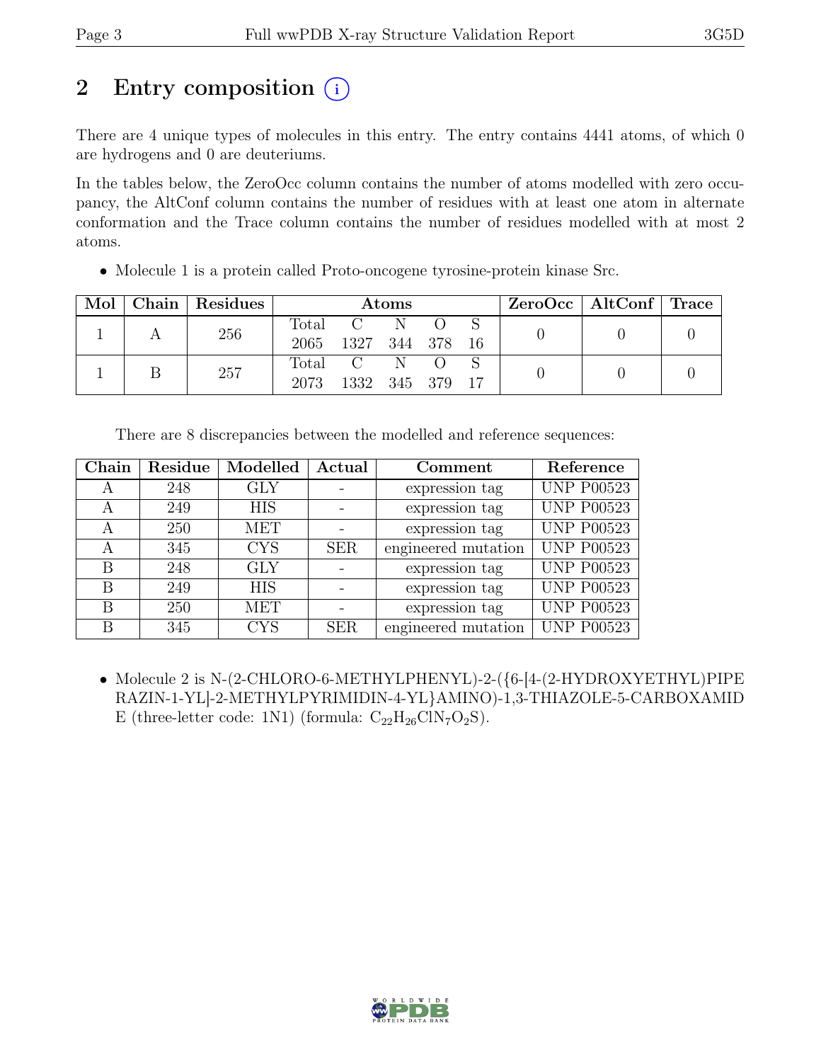# 2 Entry composition

There are 4 unique types of molecules in this entry. The entry contains 4441 atoms, of which 0 are hydrogens and 0 are deuteriums.

In the tables below, the ZeroOcc column contains the number of atoms modelled with zero occupancy, the AltConf column contains the number of residues with at least one atom in alternate conformation and the Trace column contains the number of residues modelled with at most 2 atoms.

- Molecule 1 is a protein called Proto-oncogene tyrosine-protein kinase Src.

| Mol | Chain | Residues | Atoms | | | | | ZeroOcc | AltConf | Trace |
|---|---|---|---|---|---|---|---|---|---|---|
| | | | Total | C | N | O | S | | | |
| 1 | A | 256 | 2065 | 1327 | 344 | 378 | 16 | 0 | 0 | 0 |
| 1 | B | 257 | 2073 | 1332 | 345 | 379 | 17 | 0 | 0 | 0 |

There are 8 discrepancies between the modelled and reference sequences:

| Chain | Residue | Modelled | Actual | Comment | Reference |
|---|---|---|---|---|---|
| A | 248 | GLY | - | expression tag | UNP P00523 |
| A | 249 | HIS | - | expression tag | UNP P00523 |
| A | 250 | MET | - | expression tag | UNP P00523 |
| A | 345 | CYS | SER | engineered mutation | UNP P00523 |
| B | 248 | GLY | - | expression tag | UNP P00523 |
| B | 249 | HIS | - | expression tag | UNP P00523 |
| B | 250 | MET | - | expression tag | UNP P00523 |
| B | 345 | CYS | SER | engineered mutation | UNP P00523 |

- Molecule 2 is N-(2-CHLORO-6-METHYLPHENYL)-2-({6-[4-(2-HYDROXYETHYL)PIPERAZIN-1-YL]-2-METHYLPYRIMIDIN-4-YL}AMINO)-1,3-THIAZOLE-5-CARBOXAMIDE (three-letter code: 1N1) (formula: $C_{22}H_{26}ClN_7O_2S$).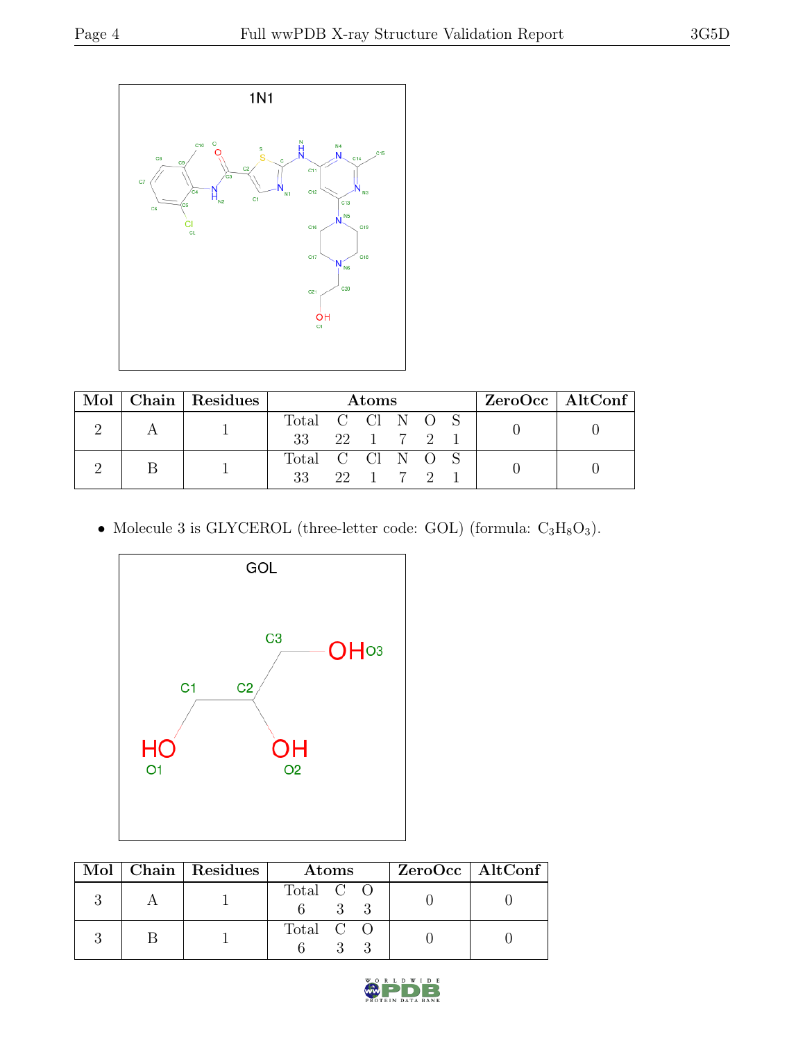| Mol | Chain | Residues | Atoms | ZeroOcc | AltConf |
|---|---|---|---|---|---|
| 2 | A | 1 | Total C Cl N O S<br>33 22 1 7 2 1 | 0 | 0 |
| 2 | B | 1 | Total C Cl N O S<br>33 22 1 7 2 1 | 0 | 0 |

- Molecule 3 is GLYCEROL (three-letter code: GOL) (formula: $C_3H_8O_3$).

| Mol | Chain | Residues | Atoms | ZeroOcc | AltConf |
|---|---|---|---|---|---|
| 3 | A | 1 | Total C O<br>6 3 3 | 0 | 0 |
| 3 | B | 1 | Total C O<br>6 3 3 | 0 | 0 |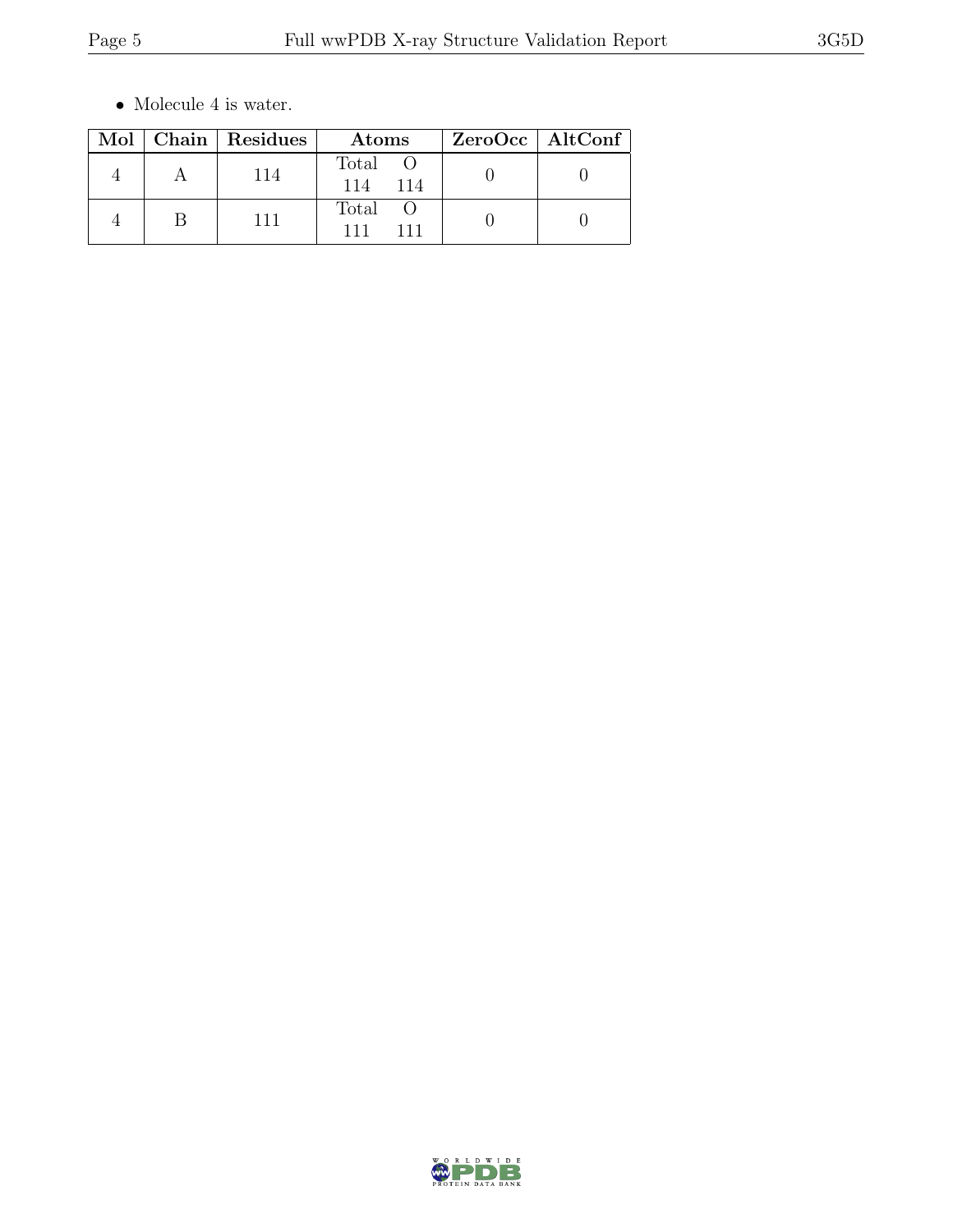- Molecule 4 is water.

| Mol | Chain | Residues | Atoms | ZeroOcc | AltConf |
|---|---|---|---|---|---|
| 4 | A | 114 | Total O<br>114 114 | 0 | 0 |
| 4 | B | 111 | Total O<br>111 111 | 0 | 0 |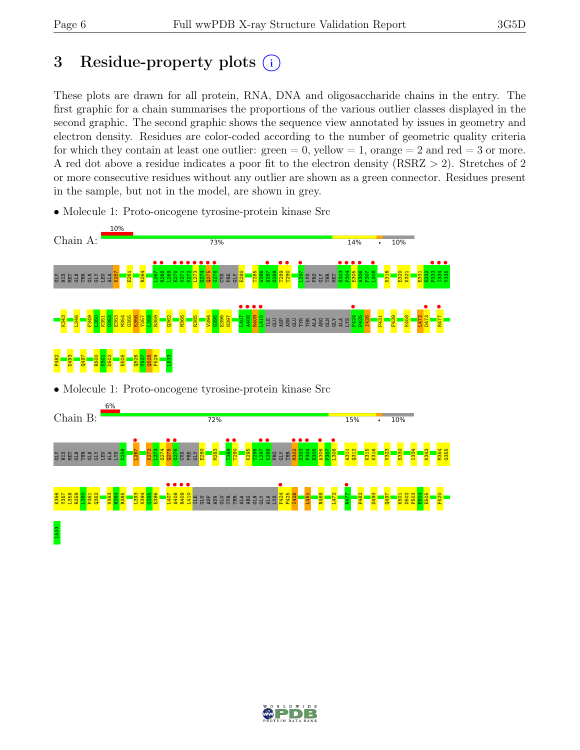# 3 Residue-property plots

These plots are drawn for all protein, RNA, DNA and oligosaccharide chains in the entry. The first graphic for a chain summarises the proportions of the various outlier classes displayed in the second graphic. The second graphic shows the sequence view annotated by issues in geometry and electron density. Residues are color-coded according to the number of geometric quality criteria for which they contain at least one outlier: green = 0, yellow = 1, orange = 2 and red = 3 or more. A red dot above a residue indicates a poor fit to the electron density (RSRZ > 2). Stretches of 2 or more consecutive residues without any outlier are shown as a green connector. Residues present in the sample, but not in the model, are shown in grey.

- Molecule 1: Proto-oncogene tyrosine-protein kinase Src

Chain A: 10% | 73% | 14% | • | 10%

GLY HIS MET GLN THR GLN GLY LEU ALA K257 E261 R264 L267 R268 L269 E270 V271 K272 L273 G274 Q275 G276 CYS PHE GLY E280 T285 W286 N287 G288 T289 T290 L297 LYS PRO GLY THR MET S303 P304 E305 A306 F307 L308 K316 E320 K321 E331 E332 P333 I334 Y335 K343 L346 F349 L350 K351 G352 E353 M354 G355 K356 Y357 L358 R359 Q362 M366 R385 V394 G395 N397 L407 A408 R409 L410 ILE GLU ASP ASN GLU TYR THR ALA ARG GLN GLY ALA LYS F424 P425 I426 P431 F439 K458 L472 D473 R477 P482 D493 Q497 R500 K501 D502 E505 Q526 Y527 Q528 P529 L533

- Molecule 1: Proto-oncogene tyrosine-protein kinase Src

Chain B: 6% | 72% | 15% | • | 10%

GLY HIS MET GLN THR GLN GLY LEU ALA LYS D258 L267 K272 L273 G274 Q275 G276 CYS PHE GLY E280 M283 T289 T290 K295 T296 L297 K298 PRO GLY THR M302 S303 P304 E305 A306 F307 L308 A311 Q312 K315 K316 V323 S330 I334 K343 M354 G355 K356 Y357 L358 R359 L360 P361 Q362 V383 H384 R385 L393 V394 G395 E396 L407 A408 R409 L410 ILE GLU ASP ASN GLU TYR THR ALA ARG GLN GLY ALA LYS F424 P425 I426 L451 N468 L472 R477 P482 D493 Q497 K501 D502 P503 E504 E505 F520 L533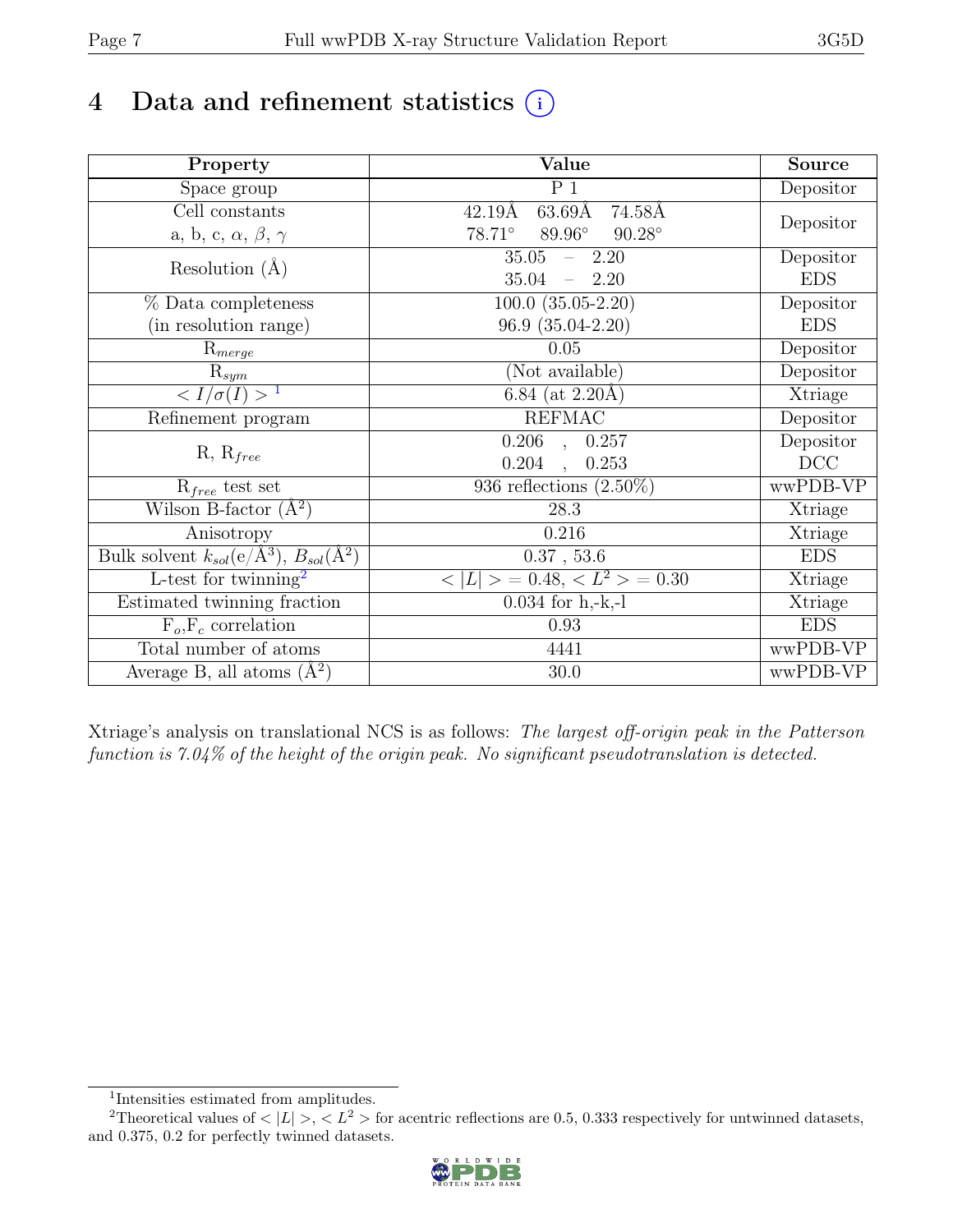# 4 Data and refinement statistics

| Property | Value | Source |
|---|---|---|
| Space group | P 1 | Depositor |
| Cell constants<br>a, b, c, $\alpha$, $\beta$, $\gamma$ | 42.19Å 63.69Å 74.58Å<br>78.71° 89.96° 90.28° | Depositor |
| Resolution (Å) | 35.05 – 2.20<br>35.04 – 2.20 | Depositor<br>EDS |
| % Data completeness<br>(in resolution range) | 100.0 (35.05-2.20)<br>96.9 (35.04-2.20) | Depositor<br>EDS |
| $R_{merge}$ | 0.05 | Depositor |
| $R_{sym}$ | (Not available) | Depositor |
| $< I/\sigma(I) >$ [1] | 6.84 (at 2.20Å) | Xtriage |
| Refinement program | REFMAC | Depositor |
| R, $R_{free}$ | 0.206 , 0.257<br>0.204 , 0.253 | Depositor<br>DCC |
| $R_{free}$ test set | 936 reflections (2.50%) | wwPDB-VP |
| Wilson B-factor (Å$^2$) | 28.3 | Xtriage |
| Anisotropy | 0.216 | Xtriage |
| Bulk solvent $k_{sol}$(e/Å$^3$), $B_{sol}$(Å$^2$) | 0.37 , 53.6 | EDS |
| L-test for twinning[2] | $< \lvert L \rvert > = 0.48$, $< L^2 > = 0.30$ | Xtriage |
| Estimated twinning fraction | 0.034 for h,-k,-l | Xtriage |
| $F_o$,$F_c$ correlation | 0.93 | EDS |
| Total number of atoms | 4441 | wwPDB-VP |
| Average B, all atoms (Å$^2$) | 30.0 | wwPDB-VP |

Xtriage's analysis on translational NCS is as follows: *The largest off-origin peak in the Patterson function is 7.04% of the height of the origin peak. No significant pseudotranslation is detected.*

[1] Intensities estimated from amplitudes.

[2] Theoretical values of $< \lvert L \rvert >$, $< L^2 >$ for acentric reflections are 0.5, 0.333 respectively for untwinned datasets, and 0.375, 0.2 for perfectly twinned datasets.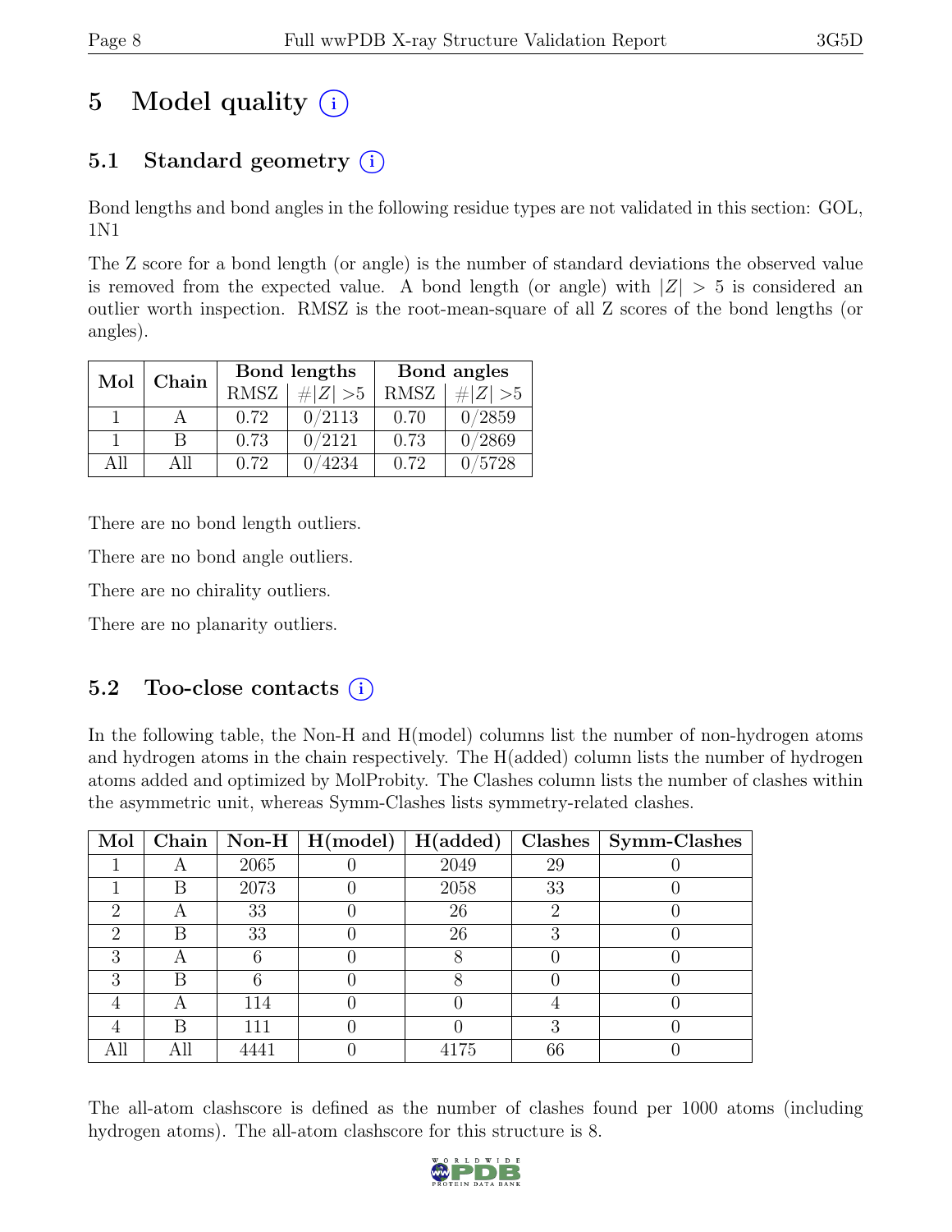# 5 Model quality (i)

## 5.1 Standard geometry (i)

Bond lengths and bond angles in the following residue types are not validated in this section: GOL, 1N1

The Z score for a bond length (or angle) is the number of standard deviations the observed value is removed from the expected value. A bond length (or angle) with $|Z| > 5$ is considered an outlier worth inspection. RMSZ is the root-mean-square of all Z scores of the bond lengths (or angles).

| Mol | Chain | Bond lengths | | Bond angles | |
|---|---|---|---|---|---|
| | | RMSZ | $\#|Z| > 5$ | RMSZ | $\#|Z| > 5$ |
| 1 | A | 0.72 | 0/2113 | 0.70 | 0/2859 |
| 1 | B | 0.73 | 0/2121 | 0.73 | 0/2869 |
| All | All | 0.72 | 0/4234 | 0.72 | 0/5728 |

There are no bond length outliers.

There are no bond angle outliers.

There are no chirality outliers.

There are no planarity outliers.

## 5.2 Too-close contacts (i)

In the following table, the Non-H and H(model) columns list the number of non-hydrogen atoms and hydrogen atoms in the chain respectively. The H(added) column lists the number of hydrogen atoms added and optimized by MolProbity. The Clashes column lists the number of clashes within the asymmetric unit, whereas Symm-Clashes lists symmetry-related clashes.

| Mol | Chain | Non-H | H(model) | H(added) | Clashes | Symm-Clashes |
|---|---|---|---|---|---|---|
| 1 | A | 2065 | 0 | 2049 | 29 | 0 |
| 1 | B | 2073 | 0 | 2058 | 33 | 0 |
| 2 | A | 33 | 0 | 26 | 2 | 0 |
| 2 | B | 33 | 0 | 26 | 3 | 0 |
| 3 | A | 6 | 0 | 8 | 0 | 0 |
| 3 | B | 6 | 0 | 8 | 0 | 0 |
| 4 | A | 114 | 0 | 0 | 4 | 0 |
| 4 | B | 111 | 0 | 0 | 3 | 0 |
| All | All | 4441 | 0 | 4175 | 66 | 0 |

The all-atom clashscore is defined as the number of clashes found per 1000 atoms (including hydrogen atoms). The all-atom clashscore for this structure is 8.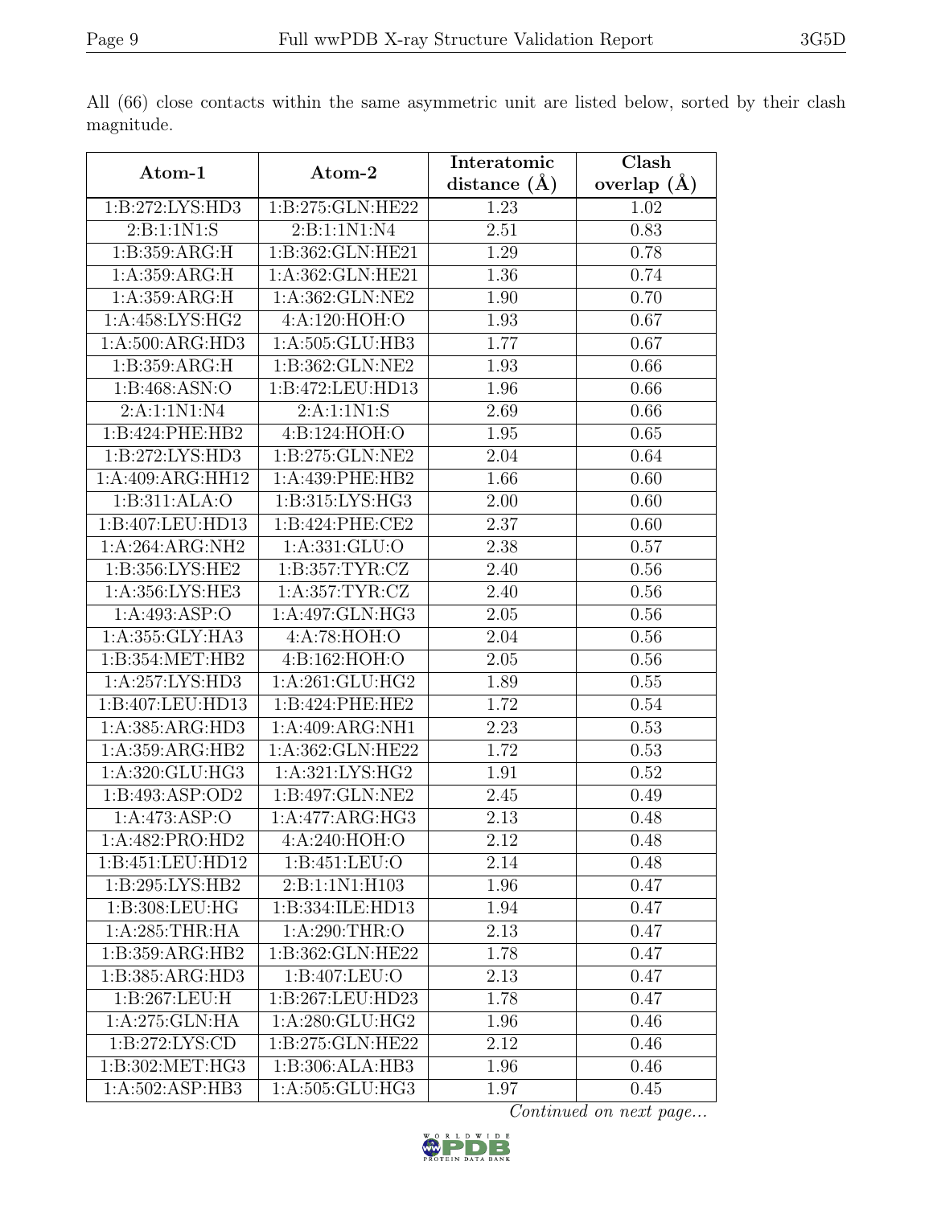All (66) close contacts within the same asymmetric unit are listed below, sorted by their clash magnitude.

| Atom-1 | Atom-2 | Interatomic distance (Å) | Clash overlap (Å) |
|---|---|---|---|
| 1:B:272:LYS:HD3 | 1:B:275:GLN:HE22 | 1.23 | 1.02 |
| 2:B:1:1N1:S | 2:B:1:1N1:N4 | 2.51 | 0.83 |
| 1:B:359:ARG:H | 1:B:362:GLN:HE21 | 1.29 | 0.78 |
| 1:A:359:ARG:H | 1:A:362:GLN:HE21 | 1.36 | 0.74 |
| 1:A:359:ARG:H | 1:A:362:GLN:NE2 | 1.90 | 0.70 |
| 1:A:458:LYS:HG2 | 4:A:120:HOH:O | 1.93 | 0.67 |
| 1:A:500:ARG:HD3 | 1:A:505:GLU:HB3 | 1.77 | 0.67 |
| 1:B:359:ARG:H | 1:B:362:GLN:NE2 | 1.93 | 0.66 |
| 1:B:468:ASN:O | 1:B:472:LEU:HD13 | 1.96 | 0.66 |
| 2:A:1:1N1:N4 | 2:A:1:1N1:S | 2.69 | 0.66 |
| 1:B:424:PHE:HB2 | 4:B:124:HOH:O | 1.95 | 0.65 |
| 1:B:272:LYS:HD3 | 1:B:275:GLN:NE2 | 2.04 | 0.64 |
| 1:A:409:ARG:HH12 | 1:A:439:PHE:HB2 | 1.66 | 0.60 |
| 1:B:311:ALA:O | 1:B:315:LYS:HG3 | 2.00 | 0.60 |
| 1:B:407:LEU:HD13 | 1:B:424:PHE:CE2 | 2.37 | 0.60 |
| 1:A:264:ARG:NH2 | 1:A:331:GLU:O | 2.38 | 0.57 |
| 1:B:356:LYS:HE2 | 1:B:357:TYR:CZ | 2.40 | 0.56 |
| 1:A:356:LYS:HE3 | 1:A:357:TYR:CZ | 2.40 | 0.56 |
| 1:A:493:ASP:O | 1:A:497:GLN:HG3 | 2.05 | 0.56 |
| 1:A:355:GLY:HA3 | 4:A:78:HOH:O | 2.04 | 0.56 |
| 1:B:354:MET:HB2 | 4:B:162:HOH:O | 2.05 | 0.56 |
| 1:A:257:LYS:HD3 | 1:A:261:GLU:HG2 | 1.89 | 0.55 |
| 1:B:407:LEU:HD13 | 1:B:424:PHE:HE2 | 1.72 | 0.54 |
| 1:A:385:ARG:HD3 | 1:A:409:ARG:NH1 | 2.23 | 0.53 |
| 1:A:359:ARG:HB2 | 1:A:362:GLN:HE22 | 1.72 | 0.53 |
| 1:A:320:GLU:HG3 | 1:A:321:LYS:HG2 | 1.91 | 0.52 |
| 1:B:493:ASP:OD2 | 1:B:497:GLN:NE2 | 2.45 | 0.49 |
| 1:A:473:ASP:O | 1:A:477:ARG:HG3 | 2.13 | 0.48 |
| 1:A:482:PRO:HD2 | 4:A:240:HOH:O | 2.12 | 0.48 |
| 1:B:451:LEU:HD12 | 1:B:451:LEU:O | 2.14 | 0.48 |
| 1:B:295:LYS:HB2 | 2:B:1:1N1:H103 | 1.96 | 0.47 |
| 1:B:308:LEU:HG | 1:B:334:ILE:HD13 | 1.94 | 0.47 |
| 1:A:285:THR:HA | 1:A:290:THR:O | 2.13 | 0.47 |
| 1:B:359:ARG:HB2 | 1:B:362:GLN:HE22 | 1.78 | 0.47 |
| 1:B:385:ARG:HD3 | 1:B:407:LEU:O | 2.13 | 0.47 |
| 1:B:267:LEU:H | 1:B:267:LEU:HD23 | 1.78 | 0.47 |
| 1:A:275:GLN:HA | 1:A:280:GLU:HG2 | 1.96 | 0.46 |
| 1:B:272:LYS:CD | 1:B:275:GLN:HE22 | 2.12 | 0.46 |
| 1:B:302:MET:HG3 | 1:B:306:ALA:HB3 | 1.96 | 0.46 |
| 1:A:502:ASP:HB3 | 1:A:505:GLU:HG3 | 1.97 | 0.45 |

*Continued on next page...*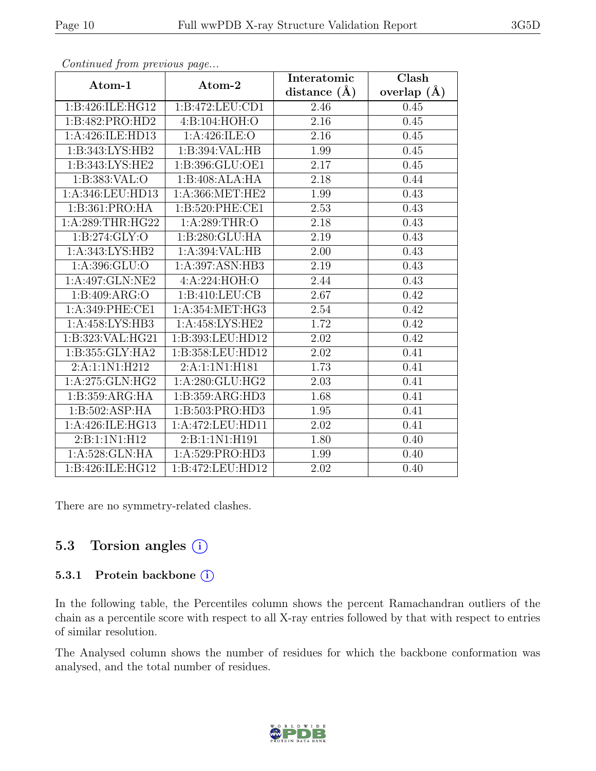*Continued from previous page...*

| Atom-1 | Atom-2 | Interatomic distance (Å) | Clash overlap (Å) |
| --- | --- | --- | --- |
| 1:B:426:ILE:HG12 | 1:B:472:LEU:CD1 | 2.46 | 0.45 |
| 1:B:482:PRO:HD2 | 4:B:104:HOH:O | 2.16 | 0.45 |
| 1:A:426:ILE:HD13 | 1:A:426:ILE:O | 2.16 | 0.45 |
| 1:B:343:LYS:HB2 | 1:B:394:VAL:HB | 1.99 | 0.45 |
| 1:B:343:LYS:HE2 | 1:B:396:GLU:OE1 | 2.17 | 0.45 |
| 1:B:383:VAL:O | 1:B:408:ALA:HA | 2.18 | 0.44 |
| 1:A:346:LEU:HD13 | 1:A:366:MET:HE2 | 1.99 | 0.43 |
| 1:B:361:PRO:HA | 1:B:520:PHE:CE1 | 2.53 | 0.43 |
| 1:A:289:THR:HG22 | 1:A:289:THR:O | 2.18 | 0.43 |
| 1:B:274:GLY:O | 1:B:280:GLU:HA | 2.19 | 0.43 |
| 1:A:343:LYS:HB2 | 1:A:394:VAL:HB | 2.00 | 0.43 |
| 1:A:396:GLU:O | 1:A:397:ASN:HB3 | 2.19 | 0.43 |
| 1:A:497:GLN:NE2 | 4:A:224:HOH:O | 2.44 | 0.43 |
| 1:B:409:ARG:O | 1:B:410:LEU:CB | 2.67 | 0.42 |
| 1:A:349:PHE:CE1 | 1:A:354:MET:HG3 | 2.54 | 0.42 |
| 1:A:458:LYS:HB3 | 1:A:458:LYS:HE2 | 1.72 | 0.42 |
| 1:B:323:VAL:HG21 | 1:B:393:LEU:HD12 | 2.02 | 0.42 |
| 1:B:355:GLY:HA2 | 1:B:358:LEU:HD12 | 2.02 | 0.41 |
| 2:A:1:1N1:H212 | 2:A:1:1N1:H181 | 1.73 | 0.41 |
| 1:A:275:GLN:HG2 | 1:A:280:GLU:HG2 | 2.03 | 0.41 |
| 1:B:359:ARG:HA | 1:B:359:ARG:HD3 | 1.68 | 0.41 |
| 1:B:502:ASP:HA | 1:B:503:PRO:HD3 | 1.95 | 0.41 |
| 1:A:426:ILE:HG13 | 1:A:472:LEU:HD11 | 2.02 | 0.41 |
| 2:B:1:1N1:H12 | 2:B:1:1N1:H191 | 1.80 | 0.40 |
| 1:A:528:GLN:HA | 1:A:529:PRO:HD3 | 1.99 | 0.40 |
| 1:B:426:ILE:HG12 | 1:B:472:LEU:HD12 | 2.02 | 0.40 |

There are no symmetry-related clashes.

## 5.3 Torsion angles (i)

### 5.3.1 Protein backbone (i)

In the following table, the Percentiles column shows the percent Ramachandran outliers of the chain as a percentile score with respect to all X-ray entries followed by that with respect to entries of similar resolution.

The Analysed column shows the number of residues for which the backbone conformation was analysed, and the total number of residues.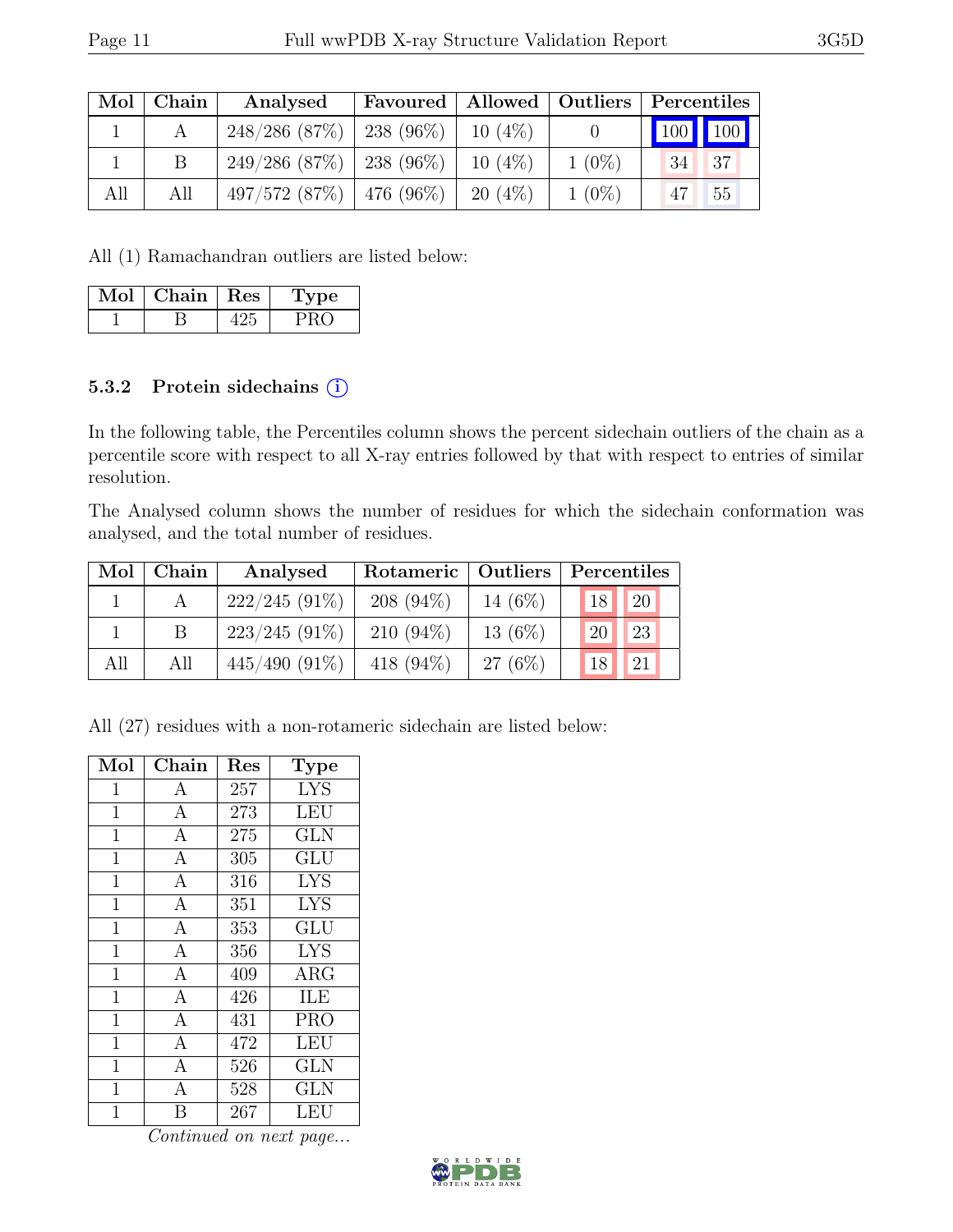| Mol | Chain | Analysed | Favoured | Allowed | Outliers | Percentiles | |
|---|---|---|---|---|---|---|---|
| 1 | A | 248/286 (87%) | 238 (96%) | 10 (4%) | 0 | 100 | 100 |
| 1 | B | 249/286 (87%) | 238 (96%) | 10 (4%) | 1 (0%) | 34 | 37 |
| All | All | 497/572 (87%) | 476 (96%) | 20 (4%) | 1 (0%) | 47 | 55 |

All (1) Ramachandran outliers are listed below:

| Mol | Chain | Res | Type |
|---|---|---|---|
| 1 | B | 425 | PRO |

### 5.3.2 Protein sidechains (i)

In the following table, the Percentiles column shows the percent sidechain outliers of the chain as a percentile score with respect to all X-ray entries followed by that with respect to entries of similar resolution.

The Analysed column shows the number of residues for which the sidechain conformation was analysed, and the total number of residues.

| Mol | Chain | Analysed | Rotameric | Outliers | Percentiles | |
|---|---|---|---|---|---|---|
| 1 | A | 222/245 (91%) | 208 (94%) | 14 (6%) | 18 | 20 |
| 1 | B | 223/245 (91%) | 210 (94%) | 13 (6%) | 20 | 23 |
| All | All | 445/490 (91%) | 418 (94%) | 27 (6%) | 18 | 21 |

All (27) residues with a non-rotameric sidechain are listed below:

| Mol | Chain | Res | Type |
|---|---|---|---|
| 1 | A | 257 | LYS |
| 1 | A | 273 | LEU |
| 1 | A | 275 | GLN |
| 1 | A | 305 | GLU |
| 1 | A | 316 | LYS |
| 1 | A | 351 | LYS |
| 1 | A | 353 | GLU |
| 1 | A | 356 | LYS |
| 1 | A | 409 | ARG |
| 1 | A | 426 | ILE |
| 1 | A | 431 | PRO |
| 1 | A | 472 | LEU |
| 1 | A | 526 | GLN |
| 1 | A | 528 | GLN |
| 1 | B | 267 | LEU |

*Continued on next page...*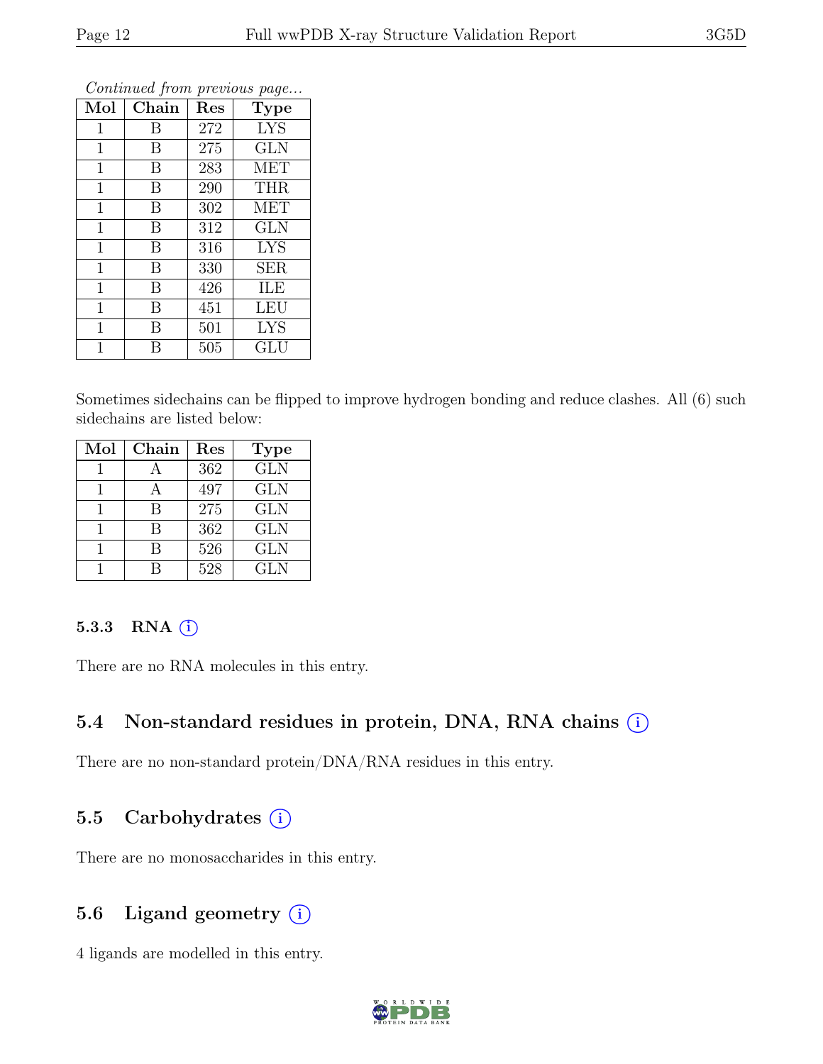*Continued from previous page...*

| Mol | Chain | Res | Type |
|---|---|---|---|
| 1 | B | 272 | LYS |
| 1 | B | 275 | GLN |
| 1 | B | 283 | MET |
| 1 | B | 290 | THR |
| 1 | B | 302 | MET |
| 1 | B | 312 | GLN |
| 1 | B | 316 | LYS |
| 1 | B | 330 | SER |
| 1 | B | 426 | ILE |
| 1 | B | 451 | LEU |
| 1 | B | 501 | LYS |
| 1 | B | 505 | GLU |

Sometimes sidechains can be flipped to improve hydrogen bonding and reduce clashes. All (6) such sidechains are listed below:

| Mol | Chain | Res | Type |
|---|---|---|---|
| 1 | A | 362 | GLN |
| 1 | A | 497 | GLN |
| 1 | B | 275 | GLN |
| 1 | B | 362 | GLN |
| 1 | B | 526 | GLN |
| 1 | B | 528 | GLN |

#### 5.3.3 RNA (i)

There are no RNA molecules in this entry.

### 5.4 Non-standard residues in protein, DNA, RNA chains (i)

There are no non-standard protein/DNA/RNA residues in this entry.

### 5.5 Carbohydrates (i)

There are no monosaccharides in this entry.

### 5.6 Ligand geometry (i)

4 ligands are modelled in this entry.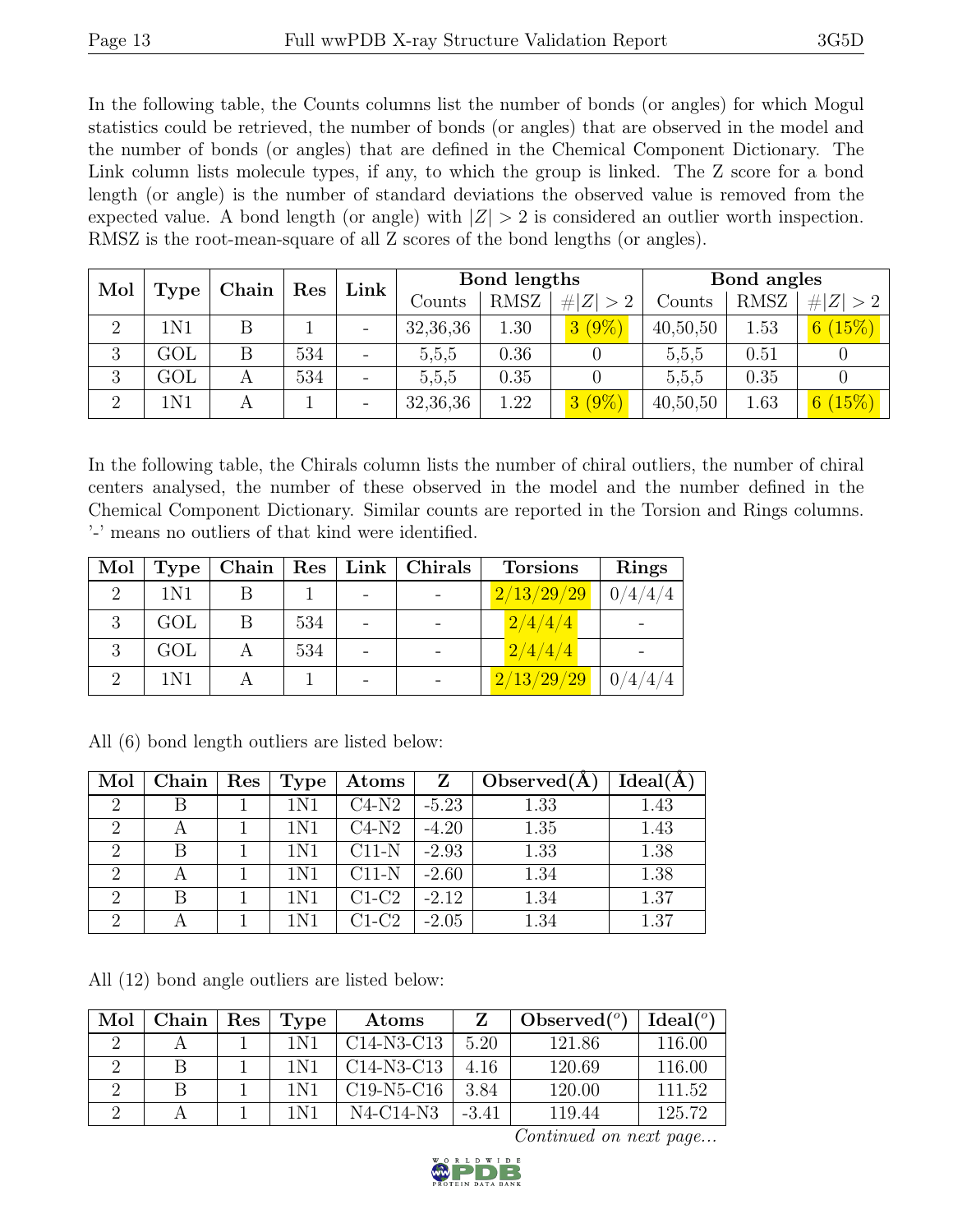In the following table, the Counts columns list the number of bonds (or angles) for which Mogul statistics could be retrieved, the number of bonds (or angles) that are observed in the model and the number of bonds (or angles) that are defined in the Chemical Component Dictionary. The Link column lists molecule types, if any, to which the group is linked. The Z score for a bond length (or angle) is the number of standard deviations the observed value is removed from the expected value. A bond length (or angle) with $|Z| > 2$ is considered an outlier worth inspection. RMSZ is the root-mean-square of all Z scores of the bond lengths (or angles).

| Mol | Type | Chain | Res | Link | Bond lengths | | | Bond angles | | |
|---|---|---|---|---|---|---|---|---|---|---|
| | | | | | Counts | RMSZ | $\#\|Z\| > 2$ | Counts | RMSZ | $\#\|Z\| > 2$ |
| 2 | 1N1 | B | 1 | - | 32,36,36 | 1.30 | 3 (9%) | 40,50,50 | 1.53 | 6 (15%) |
| 3 | GOL | B | 534 | - | 5,5,5 | 0.36 | 0 | 5,5,5 | 0.51 | 0 |
| 3 | GOL | A | 534 | - | 5,5,5 | 0.35 | 0 | 5,5,5 | 0.35 | 0 |
| 2 | 1N1 | A | 1 | - | 32,36,36 | 1.22 | 3 (9%) | 40,50,50 | 1.63 | 6 (15%) |

In the following table, the Chirals column lists the number of chiral outliers, the number of chiral centers analysed, the number of these observed in the model and the number defined in the Chemical Component Dictionary. Similar counts are reported in the Torsion and Rings columns. '-' means no outliers of that kind were identified.

| Mol | Type | Chain | Res | Link | Chirals | Torsions | Rings |
|---|---|---|---|---|---|---|---|
| 2 | 1N1 | B | 1 | - | - | 2/13/29/29 | 0/4/4/4 |
| 3 | GOL | B | 534 | - | - | 2/4/4/4 | - |
| 3 | GOL | A | 534 | - | - | 2/4/4/4 | - |
| 2 | 1N1 | A | 1 | - | - | 2/13/29/29 | 0/4/4/4 |

All (6) bond length outliers are listed below:

| Mol | Chain | Res | Type | Atoms | Z | Observed(Å) | Ideal(Å) |
|---|---|---|---|---|---|---|---|
| 2 | B | 1 | 1N1 | C4-N2 | -5.23 | 1.33 | 1.43 |
| 2 | A | 1 | 1N1 | C4-N2 | -4.20 | 1.35 | 1.43 |
| 2 | B | 1 | 1N1 | C11-N | -2.93 | 1.33 | 1.38 |
| 2 | A | 1 | 1N1 | C11-N | -2.60 | 1.34 | 1.38 |
| 2 | B | 1 | 1N1 | C1-C2 | -2.12 | 1.34 | 1.37 |
| 2 | A | 1 | 1N1 | C1-C2 | -2.05 | 1.34 | 1.37 |

All (12) bond angle outliers are listed below:

| Mol | Chain | Res | Type | Atoms | Z | Observed(°) | Ideal(°) |
|---|---|---|---|---|---|---|---|
| 2 | A | 1 | 1N1 | C14-N3-C13 | 5.20 | 121.86 | 116.00 |
| 2 | B | 1 | 1N1 | C14-N3-C13 | 4.16 | 120.69 | 116.00 |
| 2 | B | 1 | 1N1 | C19-N5-C16 | 3.84 | 120.00 | 111.52 |
| 2 | A | 1 | 1N1 | N4-C14-N3 | -3.41 | 119.44 | 125.72 |

*Continued on next page...*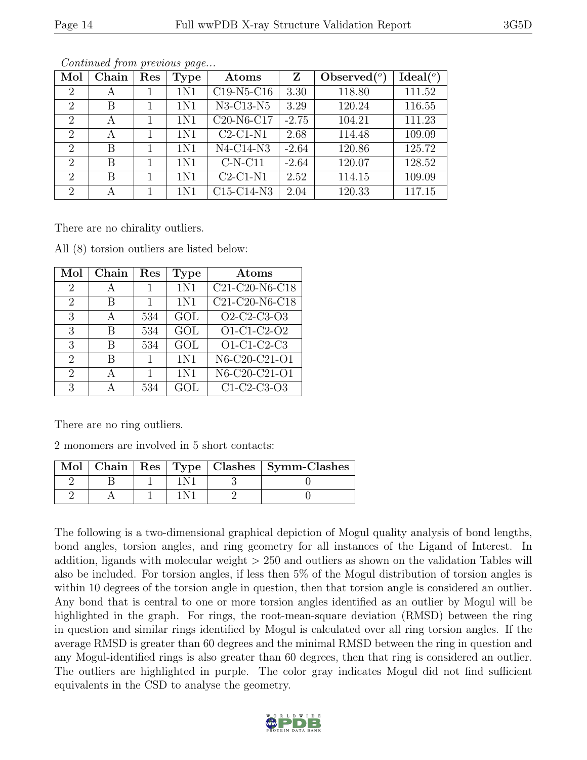*Continued from previous page...*

| Mol | Chain | Res | Type | Atoms | Z | Observed(°) | Ideal(°) |
|---|---|---|---|---|---|---|---|
| 2 | A | 1 | 1N1 | C19-N5-C16 | 3.30 | 118.80 | 111.52 |
| 2 | B | 1 | 1N1 | N3-C13-N5 | 3.29 | 120.24 | 116.55 |
| 2 | A | 1 | 1N1 | C20-N6-C17 | -2.75 | 104.21 | 111.23 |
| 2 | A | 1 | 1N1 | C2-C1-N1 | 2.68 | 114.48 | 109.09 |
| 2 | B | 1 | 1N1 | N4-C14-N3 | -2.64 | 120.86 | 125.72 |
| 2 | B | 1 | 1N1 | C-N-C11 | -2.64 | 120.07 | 128.52 |
| 2 | B | 1 | 1N1 | C2-C1-N1 | 2.52 | 114.15 | 109.09 |
| 2 | A | 1 | 1N1 | C15-C14-N3 | 2.04 | 120.33 | 117.15 |

There are no chirality outliers.

All (8) torsion outliers are listed below:

| Mol | Chain | Res | Type | Atoms |
|---|---|---|---|---|
| 2 | A | 1 | 1N1 | C21-C20-N6-C18 |
| 2 | B | 1 | 1N1 | C21-C20-N6-C18 |
| 3 | A | 534 | GOL | O2-C2-C3-O3 |
| 3 | B | 534 | GOL | O1-C1-C2-O2 |
| 3 | B | 534 | GOL | O1-C1-C2-C3 |
| 2 | B | 1 | 1N1 | N6-C20-C21-O1 |
| 2 | A | 1 | 1N1 | N6-C20-C21-O1 |
| 3 | A | 534 | GOL | C1-C2-C3-O3 |

There are no ring outliers.

2 monomers are involved in 5 short contacts:

| Mol | Chain | Res | Type | Clashes | Symm-Clashes |
|---|---|---|---|---|---|
| 2 | B | 1 | 1N1 | 3 | 0 |
| 2 | A | 1 | 1N1 | 2 | 0 |

The following is a two-dimensional graphical depiction of Mogul quality analysis of bond lengths, bond angles, torsion angles, and ring geometry for all instances of the Ligand of Interest. In addition, ligands with molecular weight > 250 and outliers as shown on the validation Tables will also be included. For torsion angles, if less then 5% of the Mogul distribution of torsion angles is within 10 degrees of the torsion angle in question, then that torsion angle is considered an outlier. Any bond that is central to one or more torsion angles identified as an outlier by Mogul will be highlighted in the graph. For rings, the root-mean-square deviation (RMSD) between the ring in question and similar rings identified by Mogul is calculated over all ring torsion angles. If the average RMSD is greater than 60 degrees and the minimal RMSD between the ring in question and any Mogul-identified rings is also greater than 60 degrees, then that ring is considered an outlier. The outliers are highlighted in purple. The color gray indicates Mogul did not find sufficient equivalents in the CSD to analyse the geometry.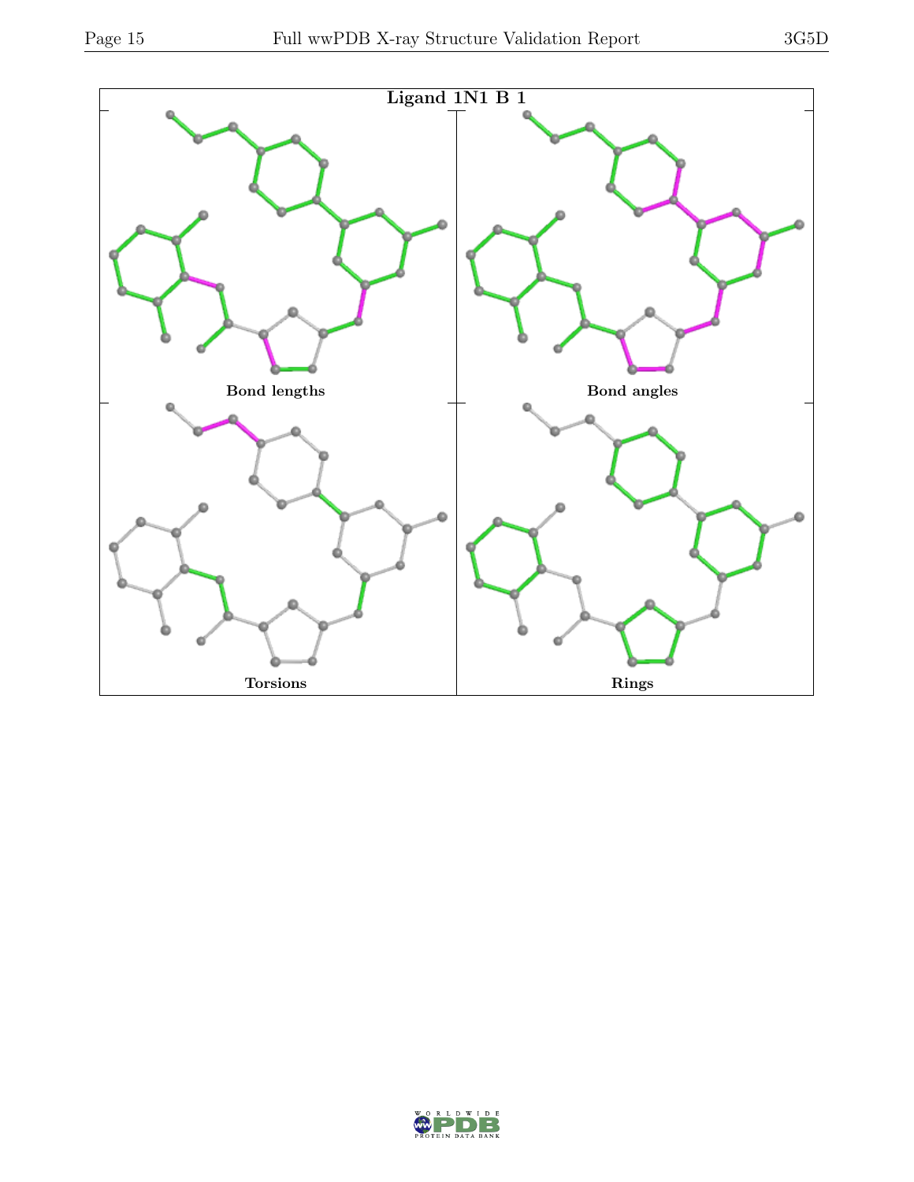**Ligand 1N1 B 1**

Bond lengths

Bond angles

Torsions

Rings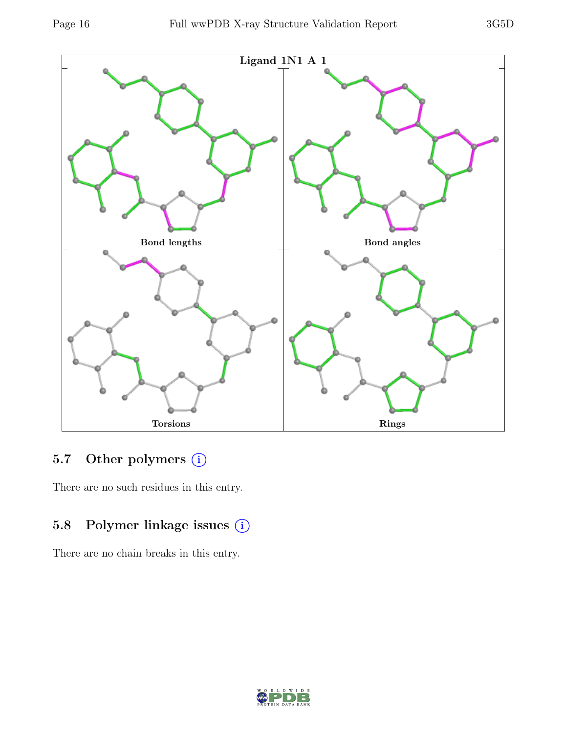Ligand 1N1 A 1

Bond lengths

Bond angles

Torsions

Rings

## 5.7 Other polymers (i)

There are no such residues in this entry.

## 5.8 Polymer linkage issues (i)

There are no chain breaks in this entry.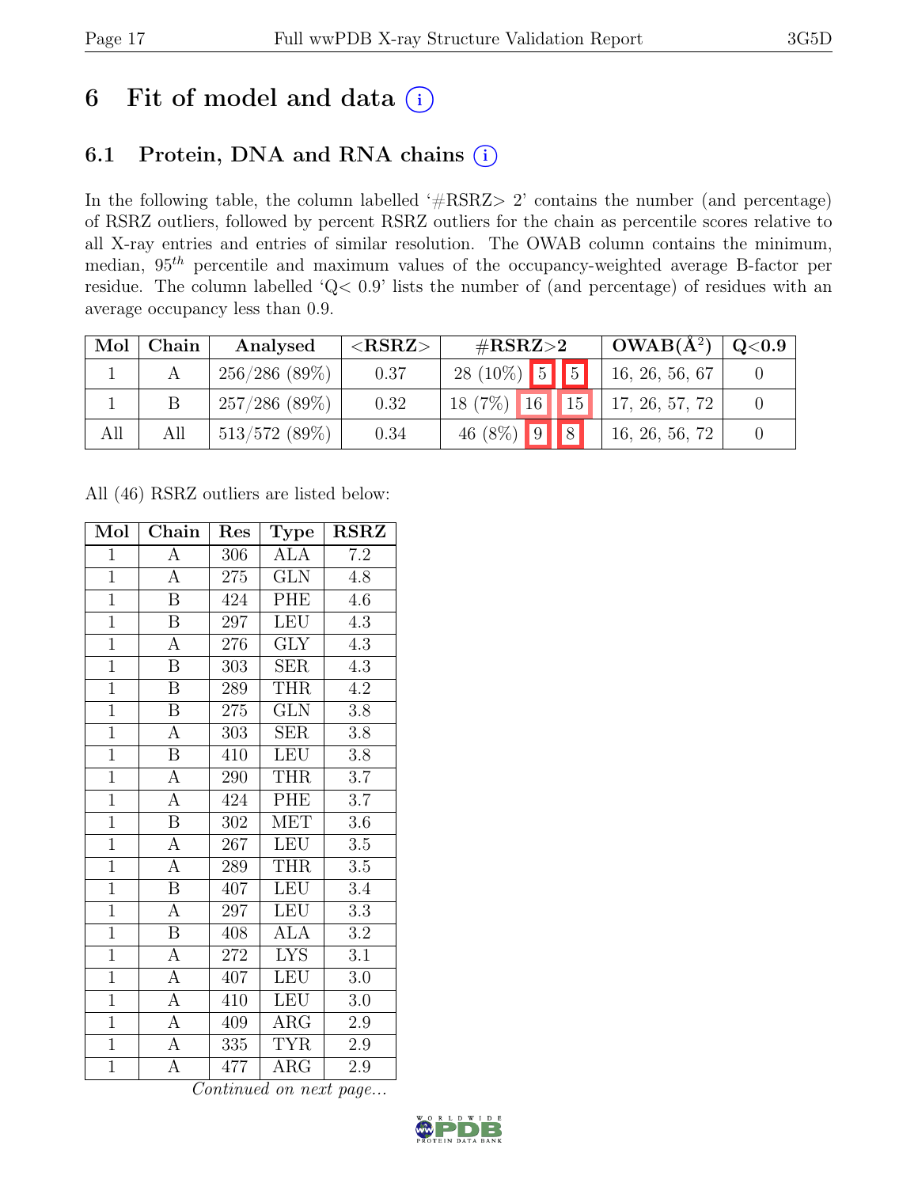# 6 Fit of model and data ⓘ

## 6.1 Protein, DNA and RNA chains ⓘ

In the following table, the column labelled '#RSRZ> 2' contains the number (and percentage) of RSRZ outliers, followed by percent RSRZ outliers for the chain as percentile scores relative to all X-ray entries and entries of similar resolution. The OWAB column contains the minimum, median, $95^{th}$ percentile and maximum values of the occupancy-weighted average B-factor per residue. The column labelled 'Q< 0.9' lists the number of (and percentage) of residues with an average occupancy less than 0.9.

| Mol | Chain | Analysed | <RSRZ> | #RSRZ>2 | | | OWAB(Å$^2$) | Q<0.9 |
|---|---|---|---|---|---|---|---|---|
| 1 | A | 256/286 (89%) | 0.37 | 28 (10%) | 5 | 5 | 16, 26, 56, 67 | 0 |
| 1 | B | 257/286 (89%) | 0.32 | 18 (7%) | 16 | 15 | 17, 26, 57, 72 | 0 |
| All | All | 513/572 (89%) | 0.34 | 46 (8%) | 9 | 8 | 16, 26, 56, 72 | 0 |

All (46) RSRZ outliers are listed below:

| Mol | Chain | Res | Type | RSRZ |
|---|---|---|---|---|
| 1 | A | 306 | ALA | 7.2 |
| 1 | A | 275 | GLN | 4.8 |
| 1 | B | 424 | PHE | 4.6 |
| 1 | B | 297 | LEU | 4.3 |
| 1 | A | 276 | GLY | 4.3 |
| 1 | B | 303 | SER | 4.3 |
| 1 | B | 289 | THR | 4.2 |
| 1 | B | 275 | GLN | 3.8 |
| 1 | A | 303 | SER | 3.8 |
| 1 | B | 410 | LEU | 3.8 |
| 1 | A | 290 | THR | 3.7 |
| 1 | A | 424 | PHE | 3.7 |
| 1 | B | 302 | MET | 3.6 |
| 1 | A | 267 | LEU | 3.5 |
| 1 | A | 289 | THR | 3.5 |
| 1 | B | 407 | LEU | 3.4 |
| 1 | A | 297 | LEU | 3.3 |
| 1 | B | 408 | ALA | 3.2 |
| 1 | A | 272 | LYS | 3.1 |
| 1 | A | 407 | LEU | 3.0 |
| 1 | A | 410 | LEU | 3.0 |
| 1 | A | 409 | ARG | 2.9 |
| 1 | A | 335 | TYR | 2.9 |
| 1 | A | 477 | ARG | 2.9 |

*Continued on next page...*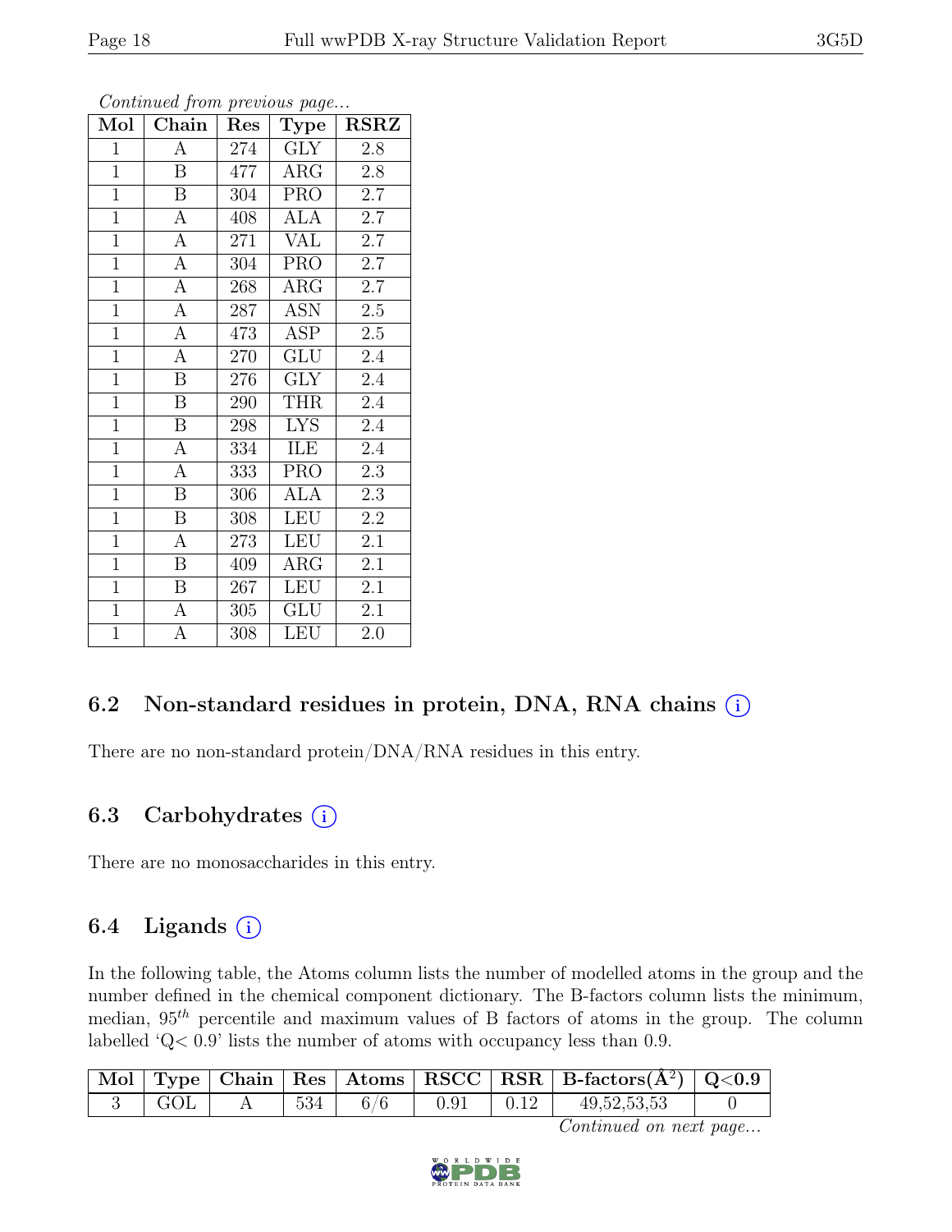*Continued from previous page...*

| Mol | Chain | Res | Type | RSRZ |
|---|---|---|---|---|
| 1 | A | 274 | GLY | 2.8 |
| 1 | B | 477 | ARG | 2.8 |
| 1 | B | 304 | PRO | 2.7 |
| 1 | A | 408 | ALA | 2.7 |
| 1 | A | 271 | VAL | 2.7 |
| 1 | A | 304 | PRO | 2.7 |
| 1 | A | 268 | ARG | 2.7 |
| 1 | A | 287 | ASN | 2.5 |
| 1 | A | 473 | ASP | 2.5 |
| 1 | A | 270 | GLU | 2.4 |
| 1 | B | 276 | GLY | 2.4 |
| 1 | B | 290 | THR | 2.4 |
| 1 | B | 298 | LYS | 2.4 |
| 1 | A | 334 | ILE | 2.4 |
| 1 | A | 333 | PRO | 2.3 |
| 1 | B | 306 | ALA | 2.3 |
| 1 | B | 308 | LEU | 2.2 |
| 1 | A | 273 | LEU | 2.1 |
| 1 | B | 409 | ARG | 2.1 |
| 1 | B | 267 | LEU | 2.1 |
| 1 | A | 305 | GLU | 2.1 |
| 1 | A | 308 | LEU | 2.0 |

## 6.2 Non-standard residues in protein, DNA, RNA chains

There are no non-standard protein/DNA/RNA residues in this entry.

## 6.3 Carbohydrates

There are no monosaccharides in this entry.

## 6.4 Ligands

In the following table, the Atoms column lists the number of modelled atoms in the group and the number defined in the chemical component dictionary. The B-factors column lists the minimum, median, $95^{th}$ percentile and maximum values of B factors of atoms in the group. The column labelled 'Q< 0.9' lists the number of atoms with occupancy less than 0.9.

| Mol | Type | Chain | Res | Atoms | RSCC | RSR | B-factors($Å^2$) | Q<0.9 |
|---|---|---|---|---|---|---|---|---|
| 3 | GOL | A | 534 | 6/6 | 0.91 | 0.12 | 49,52,53,53 | 0 |

*Continued on next page...*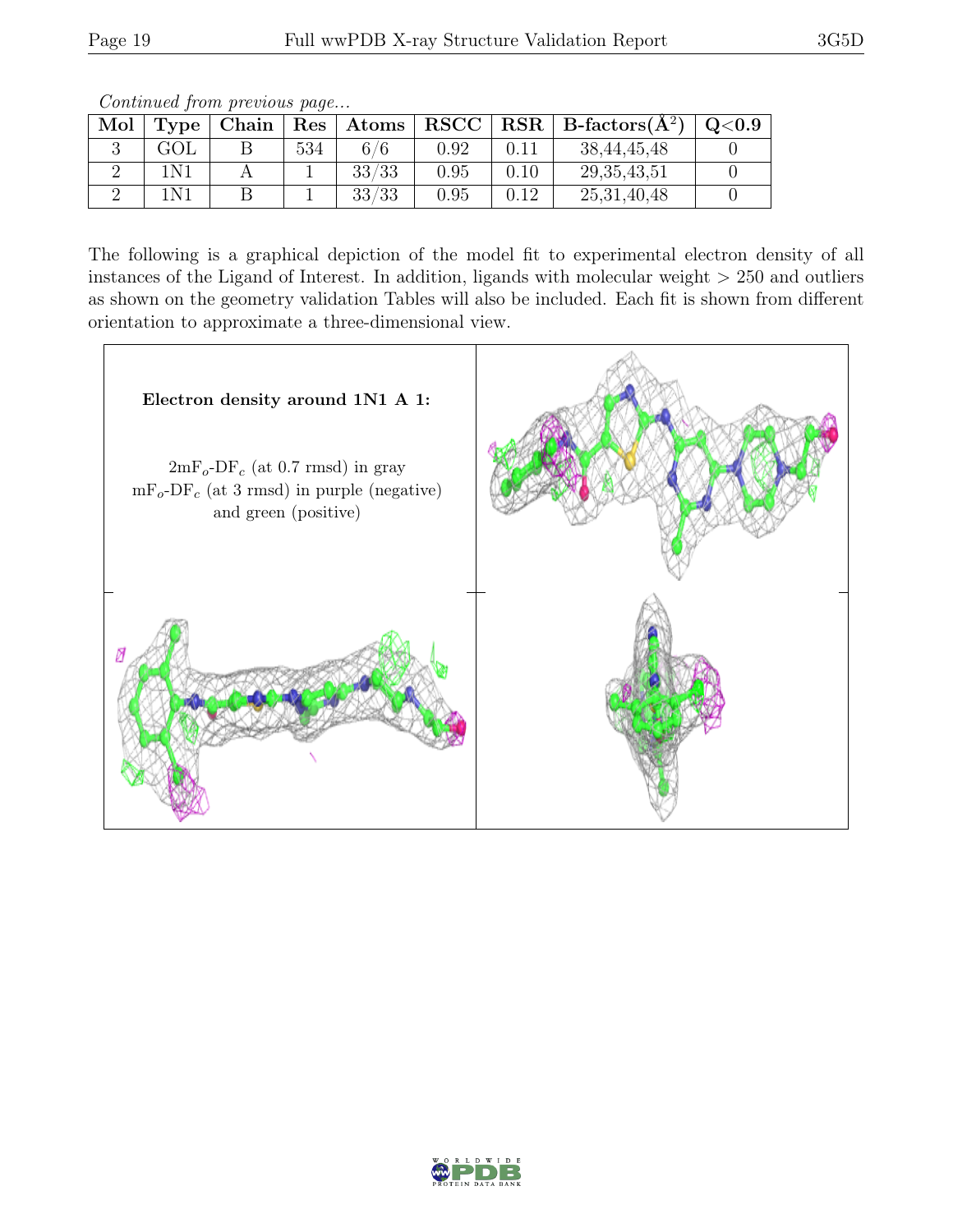*Continued from previous page...*

| Mol | Type | Chain | Res | Atoms | RSCC | RSR | B-factors($Å^2$) | Q<0.9 |
|---|---|---|---|---|---|---|---|---|
| 3 | GOL | B | 534 | 6/6 | 0.92 | 0.11 | 38,44,45,48 | 0 |
| 2 | 1N1 | A | 1 | 33/33 | 0.95 | 0.10 | 29,35,43,51 | 0 |
| 2 | 1N1 | B | 1 | 33/33 | 0.95 | 0.12 | 25,31,40,48 | 0 |

The following is a graphical depiction of the model fit to experimental electron density of all instances of the Ligand of Interest. In addition, ligands with molecular weight > 250 and outliers as shown on the geometry validation Tables will also be included. Each fit is shown from different orientation to approximate a three-dimensional view.

**Electron density around 1N1 A 1:**

$2mF_o$-$DF_c$ (at 0.7 rmsd) in gray
$mF_o$-$DF_c$ (at 3 rmsd) in purple (negative)
and green (positive)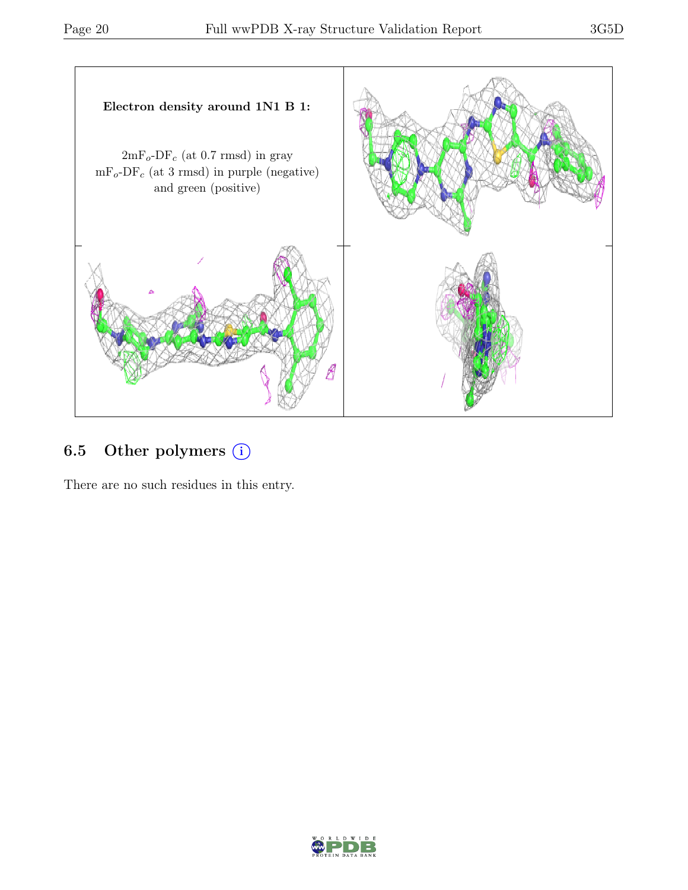**Electron density around 1N1 B 1:**

$2mF_o$-$DF_c$ (at 0.7 rmsd) in gray
$mF_o$-$DF_c$ (at 3 rmsd) in purple (negative)
and green (positive)

## 6.5 Other polymers (i)

There are no such residues in this entry.